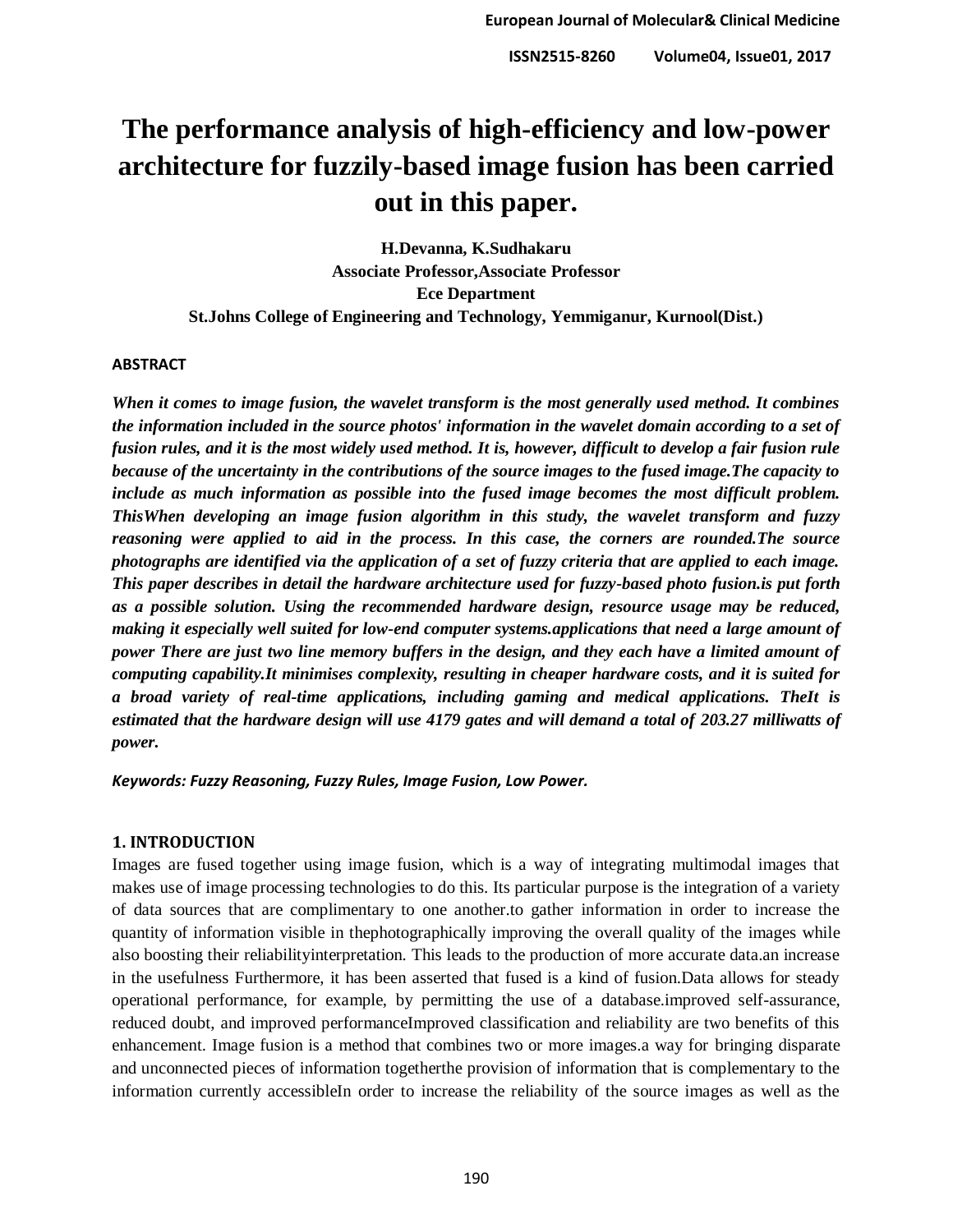# The performance analysis of high-efficiency and low-power architecture for fuzzily-based image fusion has been carried out in this paper.

**H.Devanna, K.Sudhakaru**
**Associate Professor,Associate Professor**
**Ece Department**
**St.Johns College of Engineering and Technology, Yemmiganur, Kurnool(Dist.)**

## ABSTRACT

***When it comes to image fusion, the wavelet transform is the most generally used method. It combines the information included in the source photos' information in the wavelet domain according to a set of fusion rules, and it is the most widely used method. It is, however, difficult to develop a fair fusion rule because of the uncertainty in the contributions of the source images to the fused image.The capacity to include as much information as possible into the fused image becomes the most difficult problem. ThisWhen developing an image fusion algorithm in this study, the wavelet transform and fuzzy reasoning were applied to aid in the process. In this case, the corners are rounded.The source photographs are identified via the application of a set of fuzzy criteria that are applied to each image. This paper describes in detail the hardware architecture used for fuzzy-based photo fusion.is put forth as a possible solution. Using the recommended hardware design, resource usage may be reduced, making it especially well suited for low-end computer systems.applications that need a large amount of power There are just two line memory buffers in the design, and they each have a limited amount of computing capability.It minimises complexity, resulting in cheaper hardware costs, and it is suited for a broad variety of real-time applications, including gaming and medical applications. TheIt is estimated that the hardware design will use 4179 gates and will demand a total of 203.27 milliwatts of power.***

***Keywords: Fuzzy Reasoning, Fuzzy Rules, Image Fusion, Low Power.***

## 1. INTRODUCTION

Images are fused together using image fusion, which is a way of integrating multimodal images that makes use of image processing technologies to do this. Its particular purpose is the integration of a variety of data sources that are complimentary to one another.to gather information in order to increase the quantity of information visible in thephotographically improving the overall quality of the images while also boosting their reliabilityinterpretation. This leads to the production of more accurate data.an increase in the usefulness Furthermore, it has been asserted that fused is a kind of fusion.Data allows for steady operational performance, for example, by permitting the use of a database.improved self-assurance, reduced doubt, and improved performanceImproved classification and reliability are two benefits of this enhancement. Image fusion is a method that combines two or more images.a way for bringing disparate and unconnected pieces of information togetherthe provision of information that is complementary to the information currently accessibleIn order to increase the reliability of the source images as well as the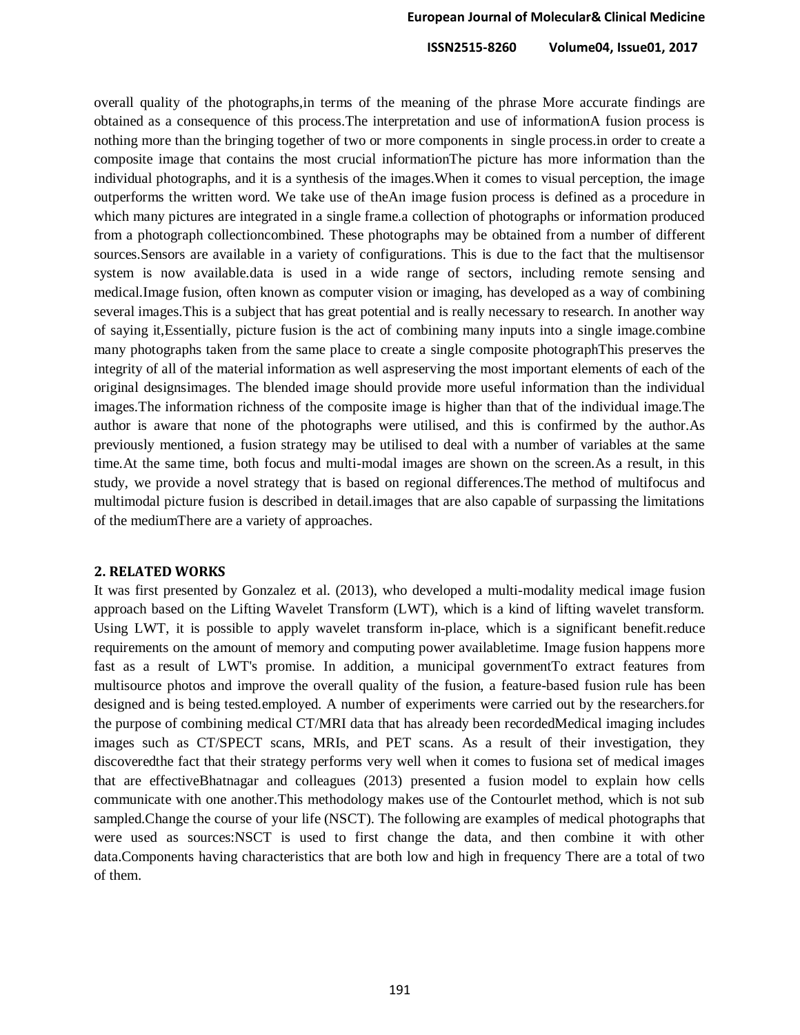overall quality of the photographs,in terms of the meaning of the phrase More accurate findings are obtained as a consequence of this process.The interpretation and use of informationA fusion process is nothing more than the bringing together of two or more components in single process.in order to create a composite image that contains the most crucial informationThe picture has more information than the individual photographs, and it is a synthesis of the images.When it comes to visual perception, the image outperforms the written word. We take use of theAn image fusion process is defined as a procedure in which many pictures are integrated in a single frame.a collection of photographs or information produced from a photograph collectioncombined. These photographs may be obtained from a number of different sources.Sensors are available in a variety of configurations. This is due to the fact that the multisensor system is now available.data is used in a wide range of sectors, including remote sensing and medical.Image fusion, often known as computer vision or imaging, has developed as a way of combining several images.This is a subject that has great potential and is really necessary to research. In another way of saying it,Essentially, picture fusion is the act of combining many inputs into a single image.combine many photographs taken from the same place to create a single composite photographThis preserves the integrity of all of the material information as well aspreserving the most important elements of each of the original designsimages. The blended image should provide more useful information than the individual images.The information richness of the composite image is higher than that of the individual image.The author is aware that none of the photographs were utilised, and this is confirmed by the author.As previously mentioned, a fusion strategy may be utilised to deal with a number of variables at the same time.At the same time, both focus and multi-modal images are shown on the screen.As a result, in this study, we provide a novel strategy that is based on regional differences.The method of multifocus and multimodal picture fusion is described in detail.images that are also capable of surpassing the limitations of the mediumThere are a variety of approaches.

## 2. RELATED WORKS

It was first presented by Gonzalez et al. (2013), who developed a multi-modality medical image fusion approach based on the Lifting Wavelet Transform (LWT), which is a kind of lifting wavelet transform. Using LWT, it is possible to apply wavelet transform in-place, which is a significant benefit.reduce requirements on the amount of memory and computing power availabletime. Image fusion happens more fast as a result of LWT's promise. In addition, a municipal governmentTo extract features from multisource photos and improve the overall quality of the fusion, a feature-based fusion rule has been designed and is being tested.employed. A number of experiments were carried out by the researchers.for the purpose of combining medical CT/MRI data that has already been recordedMedical imaging includes images such as CT/SPECT scans, MRIs, and PET scans. As a result of their investigation, they discoveredthe fact that their strategy performs very well when it comes to fusiona set of medical images that are effectiveBhatnagar and colleagues (2013) presented a fusion model to explain how cells communicate with one another.This methodology makes use of the Contourlet method, which is not sub sampled.Change the course of your life (NSCT). The following are examples of medical photographs that were used as sources:NSCT is used to first change the data, and then combine it with other data.Components having characteristics that are both low and high in frequency There are a total of two of them.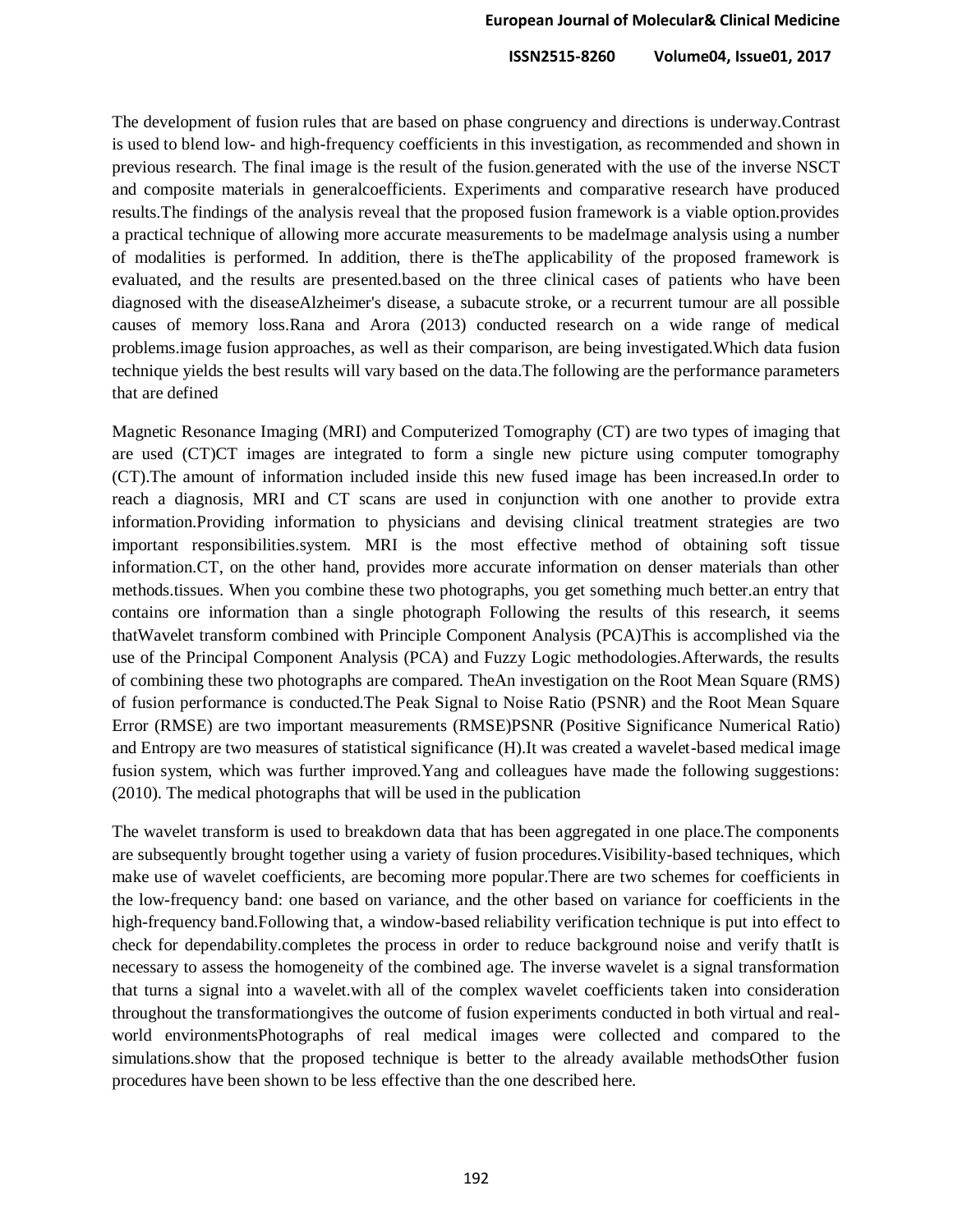The development of fusion rules that are based on phase congruency and directions is underway.Contrast is used to blend low- and high-frequency coefficients in this investigation, as recommended and shown in previous research. The final image is the result of the fusion.generated with the use of the inverse NSCT and composite materials in generalcoefficients. Experiments and comparative research have produced results.The findings of the analysis reveal that the proposed fusion framework is a viable option.provides a practical technique of allowing more accurate measurements to be madeImage analysis using a number of modalities is performed. In addition, there is theThe applicability of the proposed framework is evaluated, and the results are presented.based on the three clinical cases of patients who have been diagnosed with the diseaseAlzheimer's disease, a subacute stroke, or a recurrent tumour are all possible causes of memory loss.Rana and Arora (2013) conducted research on a wide range of medical problems.image fusion approaches, as well as their comparison, are being investigated.Which data fusion technique yields the best results will vary based on the data.The following are the performance parameters that are defined

Magnetic Resonance Imaging (MRI) and Computerized Tomography (CT) are two types of imaging that are used (CT)CT images are integrated to form a single new picture using computer tomography (CT).The amount of information included inside this new fused image has been increased.In order to reach a diagnosis, MRI and CT scans are used in conjunction with one another to provide extra information.Providing information to physicians and devising clinical treatment strategies are two important responsibilities.system. MRI is the most effective method of obtaining soft tissue information.CT, on the other hand, provides more accurate information on denser materials than other methods.tissues. When you combine these two photographs, you get something much better.an entry that contains ore information than a single photograph Following the results of this research, it seems thatWavelet transform combined with Principle Component Analysis (PCA)This is accomplished via the use of the Principal Component Analysis (PCA) and Fuzzy Logic methodologies.Afterwards, the results of combining these two photographs are compared. TheAn investigation on the Root Mean Square (RMS) of fusion performance is conducted.The Peak Signal to Noise Ratio (PSNR) and the Root Mean Square Error (RMSE) are two important measurements (RMSE)PSNR (Positive Significance Numerical Ratio) and Entropy are two measures of statistical significance (H).It was created a wavelet-based medical image fusion system, which was further improved.Yang and colleagues have made the following suggestions: (2010). The medical photographs that will be used in the publication

The wavelet transform is used to breakdown data that has been aggregated in one place.The components are subsequently brought together using a variety of fusion procedures.Visibility-based techniques, which make use of wavelet coefficients, are becoming more popular.There are two schemes for coefficients in the low-frequency band: one based on variance, and the other based on variance for coefficients in the high-frequency band.Following that, a window-based reliability verification technique is put into effect to check for dependability.completes the process in order to reduce background noise and verify thatIt is necessary to assess the homogeneity of the combined age. The inverse wavelet is a signal transformation that turns a signal into a wavelet.with all of the complex wavelet coefficients taken into consideration throughout the transformationgives the outcome of fusion experiments conducted in both virtual and real-world environmentsPhotographs of real medical images were collected and compared to the simulations.show that the proposed technique is better to the already available methodsOther fusion procedures have been shown to be less effective than the one described here.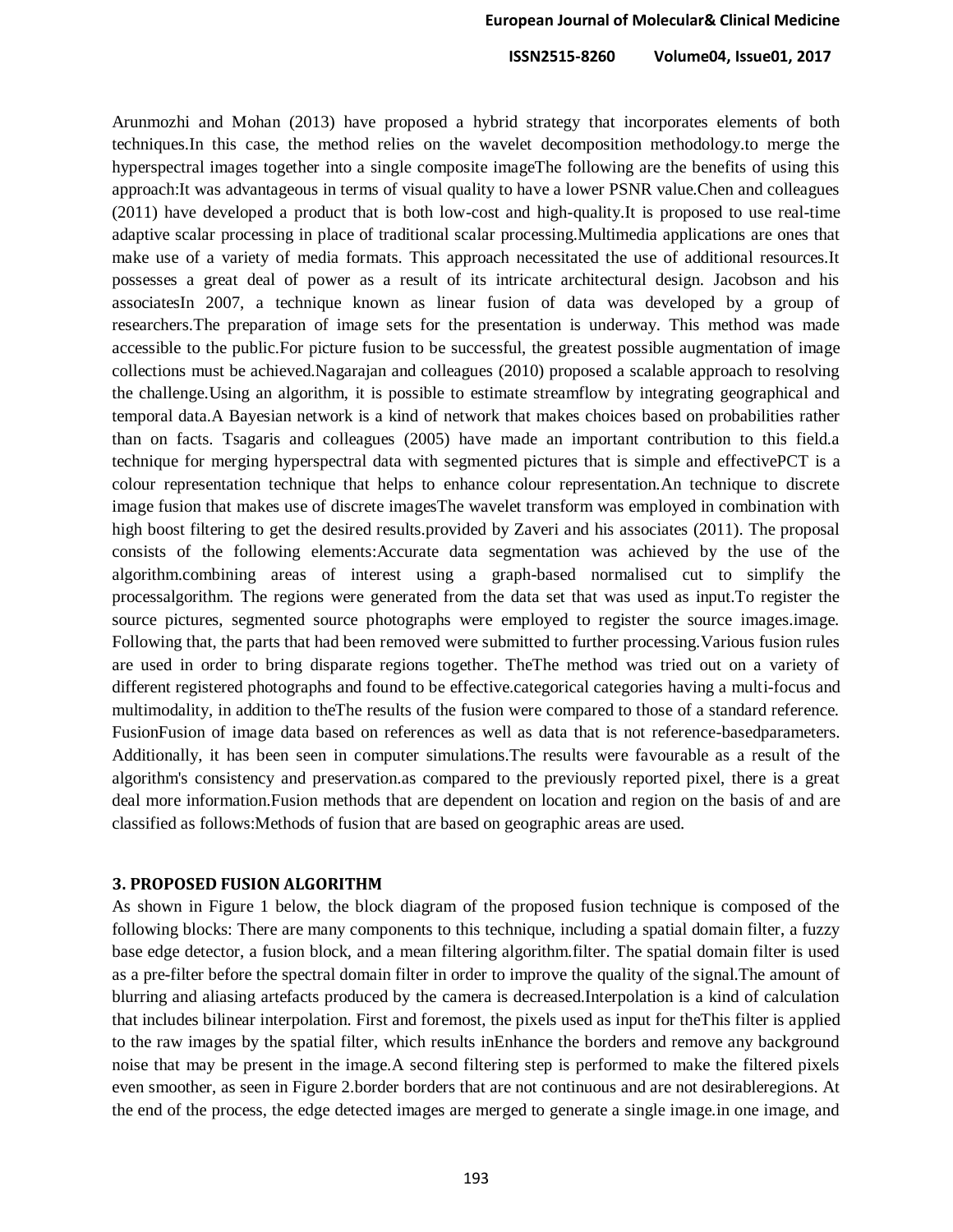Arunmozhi and Mohan (2013) have proposed a hybrid strategy that incorporates elements of both techniques.In this case, the method relies on the wavelet decomposition methodology.to merge the hyperspectral images together into a single composite imageThe following are the benefits of using this approach:It was advantageous in terms of visual quality to have a lower PSNR value.Chen and colleagues (2011) have developed a product that is both low-cost and high-quality.It is proposed to use real-time adaptive scalar processing in place of traditional scalar processing.Multimedia applications are ones that make use of a variety of media formats. This approach necessitated the use of additional resources.It possesses a great deal of power as a result of its intricate architectural design. Jacobson and his associatesIn 2007, a technique known as linear fusion of data was developed by a group of researchers.The preparation of image sets for the presentation is underway. This method was made accessible to the public.For picture fusion to be successful, the greatest possible augmentation of image collections must be achieved.Nagarajan and colleagues (2010) proposed a scalable approach to resolving the challenge.Using an algorithm, it is possible to estimate streamflow by integrating geographical and temporal data.A Bayesian network is a kind of network that makes choices based on probabilities rather than on facts. Tsagaris and colleagues (2005) have made an important contribution to this field.a technique for merging hyperspectral data with segmented pictures that is simple and effectivePCT is a colour representation technique that helps to enhance colour representation.An technique to discrete image fusion that makes use of discrete imagesThe wavelet transform was employed in combination with high boost filtering to get the desired results.provided by Zaveri and his associates (2011). The proposal consists of the following elements:Accurate data segmentation was achieved by the use of the algorithm.combining areas of interest using a graph-based normalised cut to simplify the processalgorithm. The regions were generated from the data set that was used as input.To register the source pictures, segmented source photographs were employed to register the source images.image. Following that, the parts that had been removed were submitted to further processing.Various fusion rules are used in order to bring disparate regions together. TheThe method was tried out on a variety of different registered photographs and found to be effective.categorical categories having a multi-focus and multimodality, in addition to theThe results of the fusion were compared to those of a standard reference. FusionFusion of image data based on references as well as data that is not reference-basedparameters. Additionally, it has been seen in computer simulations.The results were favourable as a result of the algorithm's consistency and preservation.as compared to the previously reported pixel, there is a great deal more information.Fusion methods that are dependent on location and region on the basis of and are classified as follows:Methods of fusion that are based on geographic areas are used.

## 3. PROPOSED FUSION ALGORITHM

As shown in Figure 1 below, the block diagram of the proposed fusion technique is composed of the following blocks: There are many components to this technique, including a spatial domain filter, a fuzzy base edge detector, a fusion block, and a mean filtering algorithm.filter. The spatial domain filter is used as a pre-filter before the spectral domain filter in order to improve the quality of the signal.The amount of blurring and aliasing artefacts produced by the camera is decreased.Interpolation is a kind of calculation that includes bilinear interpolation. First and foremost, the pixels used as input for theThis filter is applied to the raw images by the spatial filter, which results inEnhance the borders and remove any background noise that may be present in the image.A second filtering step is performed to make the filtered pixels even smoother, as seen in Figure 2.border borders that are not continuous and are not desirableregions. At the end of the process, the edge detected images are merged to generate a single image.in one image, and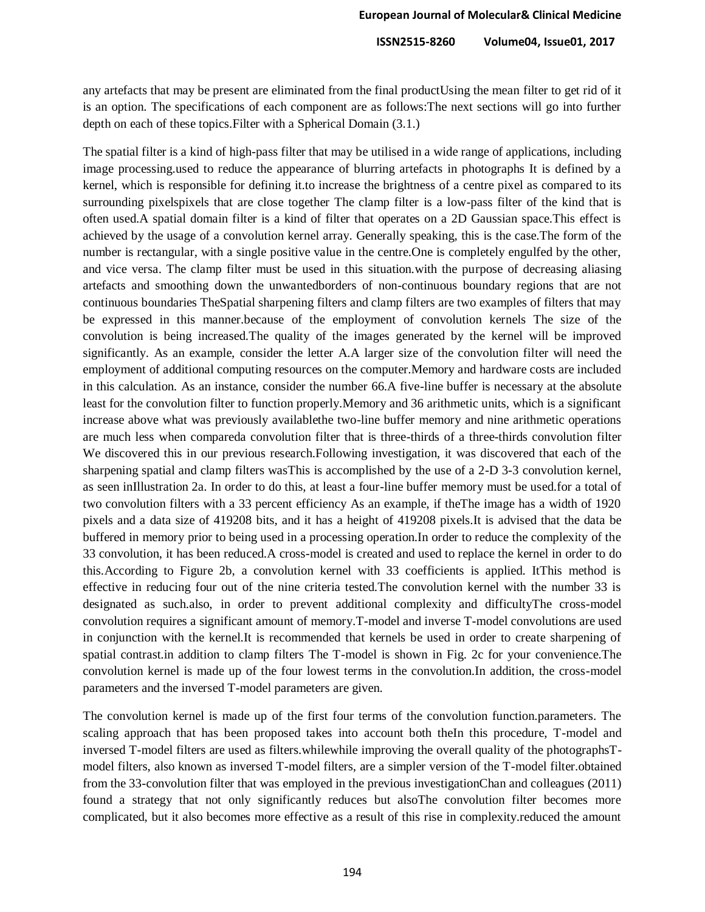any artefacts that may be present are eliminated from the final productUsing the mean filter to get rid of it is an option. The specifications of each component are as follows:The next sections will go into further depth on each of these topics.Filter with a Spherical Domain (3.1.)

The spatial filter is a kind of high-pass filter that may be utilised in a wide range of applications, including image processing.used to reduce the appearance of blurring artefacts in photographs It is defined by a kernel, which is responsible for defining it.to increase the brightness of a centre pixel as compared to its surrounding pixelspixels that are close together The clamp filter is a low-pass filter of the kind that is often used.A spatial domain filter is a kind of filter that operates on a 2D Gaussian space.This effect is achieved by the usage of a convolution kernel array. Generally speaking, this is the case.The form of the number is rectangular, with a single positive value in the centre.One is completely engulfed by the other, and vice versa. The clamp filter must be used in this situation.with the purpose of decreasing aliasing artefacts and smoothing down the unwantedborders of non-continuous boundary regions that are not continuous boundaries TheSpatial sharpening filters and clamp filters are two examples of filters that may be expressed in this manner.because of the employment of convolution kernels The size of the convolution is being increased.The quality of the images generated by the kernel will be improved significantly. As an example, consider the letter A.A larger size of the convolution filter will need the employment of additional computing resources on the computer.Memory and hardware costs are included in this calculation. As an instance, consider the number 66.A five-line buffer is necessary at the absolute least for the convolution filter to function properly.Memory and 36 arithmetic units, which is a significant increase above what was previously availablethe two-line buffer memory and nine arithmetic operations are much less when compareda convolution filter that is three-thirds of a three-thirds convolution filter We discovered this in our previous research.Following investigation, it was discovered that each of the sharpening spatial and clamp filters wasThis is accomplished by the use of a 2-D 3-3 convolution kernel, as seen inIllustration 2a. In order to do this, at least a four-line buffer memory must be used.for a total of two convolution filters with a 33 percent efficiency As an example, if theThe image has a width of 1920 pixels and a data size of 419208 bits, and it has a height of 419208 pixels.It is advised that the data be buffered in memory prior to being used in a processing operation.In order to reduce the complexity of the 33 convolution, it has been reduced.A cross-model is created and used to replace the kernel in order to do this.According to Figure 2b, a convolution kernel with 33 coefficients is applied. ItThis method is effective in reducing four out of the nine criteria tested.The convolution kernel with the number 33 is designated as such.also, in order to prevent additional complexity and difficultyThe cross-model convolution requires a significant amount of memory.T-model and inverse T-model convolutions are used in conjunction with the kernel.It is recommended that kernels be used in order to create sharpening of spatial contrast.in addition to clamp filters The T-model is shown in Fig. 2c for your convenience.The convolution kernel is made up of the four lowest terms in the convolution.In addition, the cross-model parameters and the inversed T-model parameters are given.

The convolution kernel is made up of the first four terms of the convolution function.parameters. The scaling approach that has been proposed takes into account both theIn this procedure, T-model and inversed T-model filters are used as filters.whilewhile improving the overall quality of the photographsT-model filters, also known as inversed T-model filters, are a simpler version of the T-model filter.obtained from the 33-convolution filter that was employed in the previous investigationChan and colleagues (2011) found a strategy that not only significantly reduces but alsoThe convolution filter becomes more complicated, but it also becomes more effective as a result of this rise in complexity.reduced the amount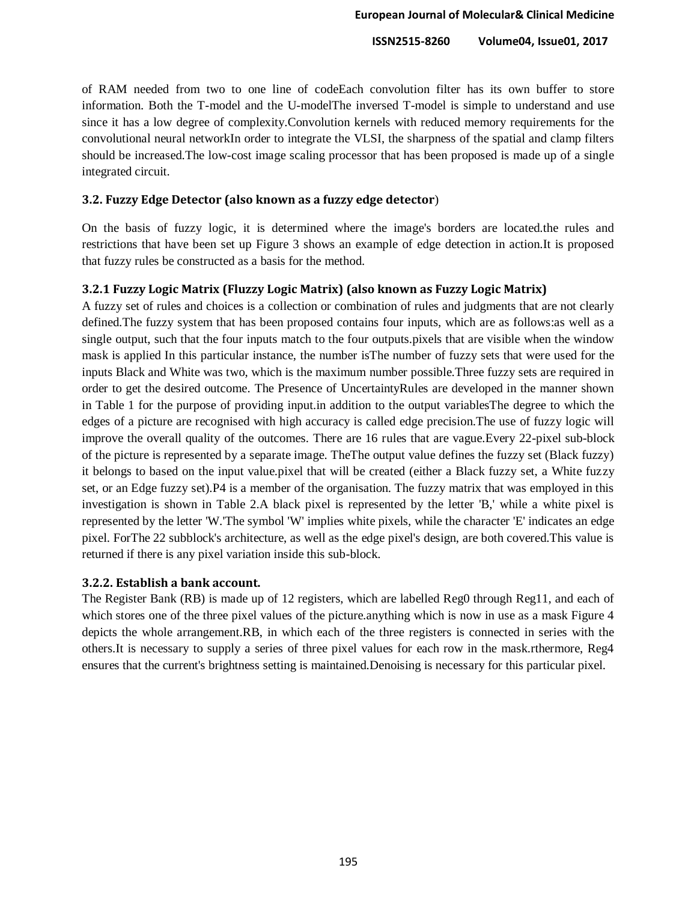of RAM needed from two to one line of codeEach convolution filter has its own buffer to store information. Both the T-model and the U-modelThe inversed T-model is simple to understand and use since it has a low degree of complexity.Convolution kernels with reduced memory requirements for the convolutional neural networkIn order to integrate the VLSI, the sharpness of the spatial and clamp filters should be increased.The low-cost image scaling processor that has been proposed is made up of a single integrated circuit.

### 3.2. Fuzzy Edge Detector (also known as a fuzzy edge detector)

On the basis of fuzzy logic, it is determined where the image's borders are located.the rules and restrictions that have been set up Figure 3 shows an example of edge detection in action.It is proposed that fuzzy rules be constructed as a basis for the method.

#### 3.2.1 Fuzzy Logic Matrix (Fluzzy Logic Matrix) (also known as Fuzzy Logic Matrix)

A fuzzy set of rules and choices is a collection or combination of rules and judgments that are not clearly defined.The fuzzy system that has been proposed contains four inputs, which are as follows:as well as a single output, such that the four inputs match to the four outputs.pixels that are visible when the window mask is applied In this particular instance, the number isThe number of fuzzy sets that were used for the inputs Black and White was two, which is the maximum number possible.Three fuzzy sets are required in order to get the desired outcome. The Presence of UncertaintyRules are developed in the manner shown in Table 1 for the purpose of providing input.in addition to the output variablesThe degree to which the edges of a picture are recognised with high accuracy is called edge precision.The use of fuzzy logic will improve the overall quality of the outcomes. There are 16 rules that are vague.Every 22-pixel sub-block of the picture is represented by a separate image. TheThe output value defines the fuzzy set (Black fuzzy) it belongs to based on the input value.pixel that will be created (either a Black fuzzy set, a White fuzzy set, or an Edge fuzzy set).P4 is a member of the organisation. The fuzzy matrix that was employed in this investigation is shown in Table 2.A black pixel is represented by the letter 'B,' while a white pixel is represented by the letter 'W.'The symbol 'W' implies white pixels, while the character 'E' indicates an edge pixel. ForThe 22 subblock's architecture, as well as the edge pixel's design, are both covered.This value is returned if there is any pixel variation inside this sub-block.

#### 3.2.2. Establish a bank account.

The Register Bank (RB) is made up of 12 registers, which are labelled Reg0 through Reg11, and each of which stores one of the three pixel values of the picture.anything which is now in use as a mask Figure 4 depicts the whole arrangement.RB, in which each of the three registers is connected in series with the others.It is necessary to supply a series of three pixel values for each row in the mask.rthermore, Reg4 ensures that the current's brightness setting is maintained.Denoising is necessary for this particular pixel.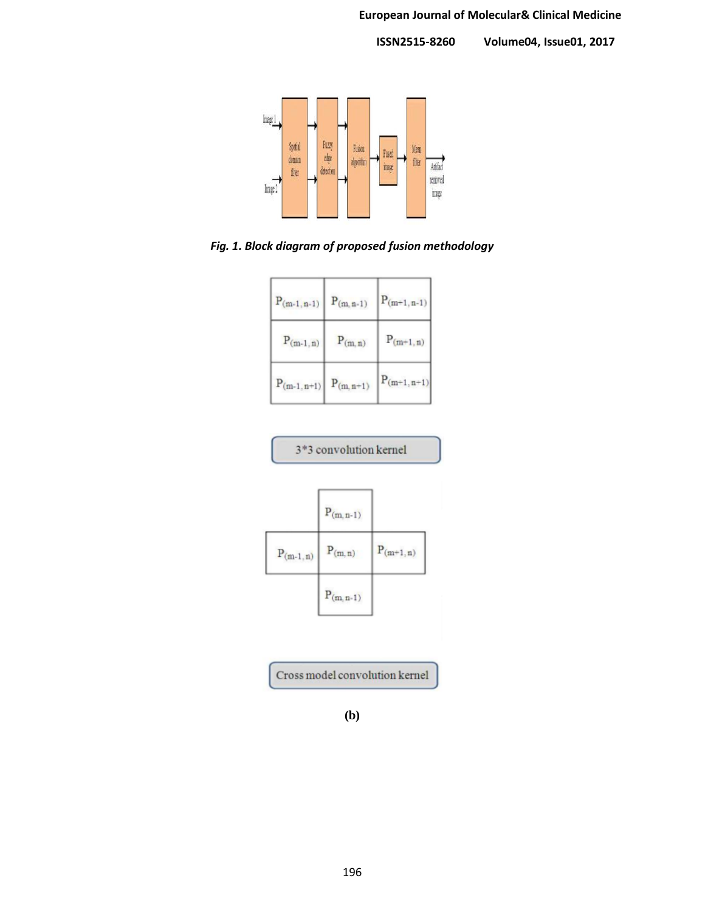Fig. 1. Block diagram of proposed fusion methodology

| $P_{(m-1,n-1)}$ | $P_{(m,n-1)}$ | $P_{(m+1,n-1)}$ |
|---|---|---|
| $P_{(m-1,n)}$ | $P_{(m,n)}$ | $P_{(m+1,n)}$ |
| $P_{(m-1,n+1)}$ | $P_{(m,n+1)}$ | $P_{(m+1,n+1)}$ |

3*3 convolution kernel

| | | |
|---|---|---|
| | $P_{(m,n-1)}$ | |
| $P_{(m-1,n)}$ | $P_{(m,n)}$ | $P_{(m+1,n)}$ |
| | $P_{(m,n-1)}$ | |

Cross model convolution kernel

**(b)**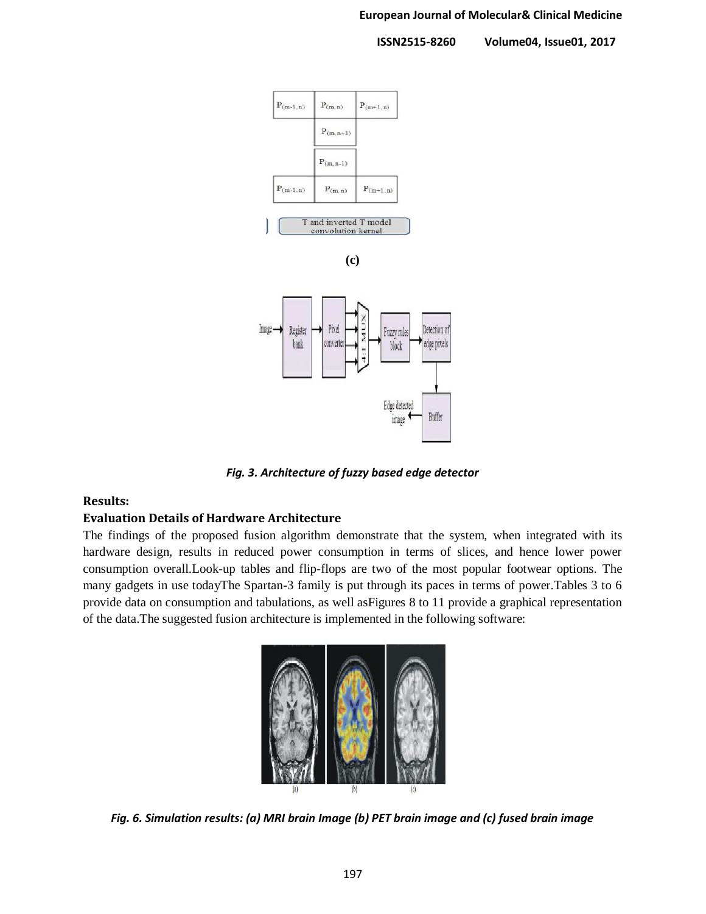| $P_{(m-1, n)}$ | $P_{(m, n)}$ | $P_{(m+1, n)}$ |
|---|---|---|
| | $P_{(m, n+1)}$ | |

| | $P_{(m, n-1)}$ | |
|---|---|---|
| $P_{(m-1, n)}$ | $P_{(m, n)}$ | $P_{(m+1, n)}$ |

T and inverted T model convolution kernel

**(c)**

*Fig. 3. Architecture of fuzzy based edge detector*

**Results:**

**Evaluation Details of Hardware Architecture**

The findings of the proposed fusion algorithm demonstrate that the system, when integrated with its hardware design, results in reduced power consumption in terms of slices, and hence lower power consumption overall.Look-up tables and flip-flops are two of the most popular footwear options. The many gadgets in use todayThe Spartan-3 family is put through its paces in terms of power.Tables 3 to 6 provide data on consumption and tabulations, as well asFigures 8 to 11 provide a graphical representation of the data.The suggested fusion architecture is implemented in the following software:

*Fig. 6. Simulation results: (a) MRI brain Image (b) PET brain image and (c) fused brain image*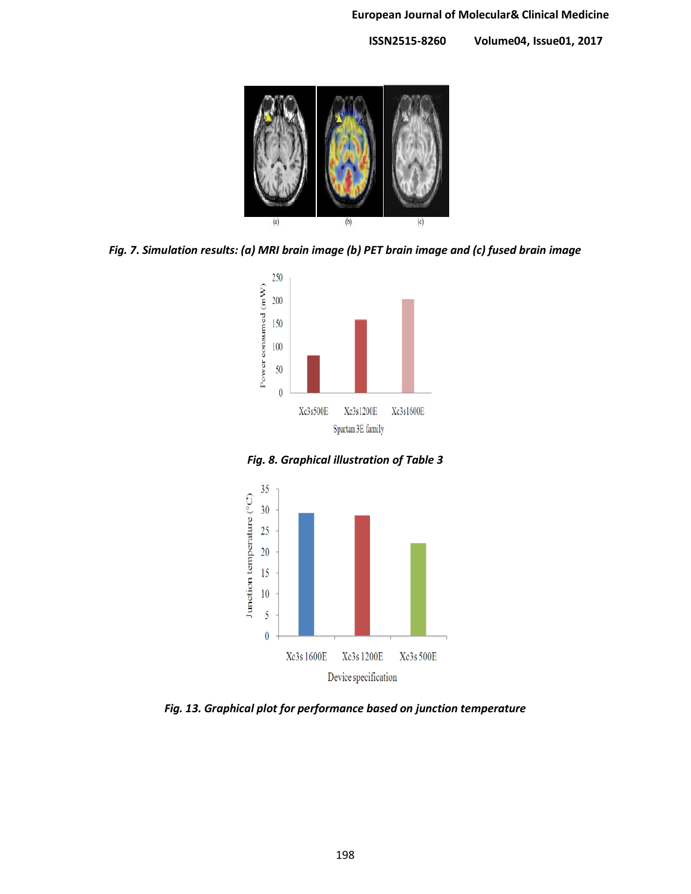*Fig. 7. Simulation results: (a) MRI brain image (b) PET brain image and (c) fused brain image*

*Fig. 8. Graphical illustration of Table 3*

*Fig. 13. Graphical plot for performance based on junction temperature*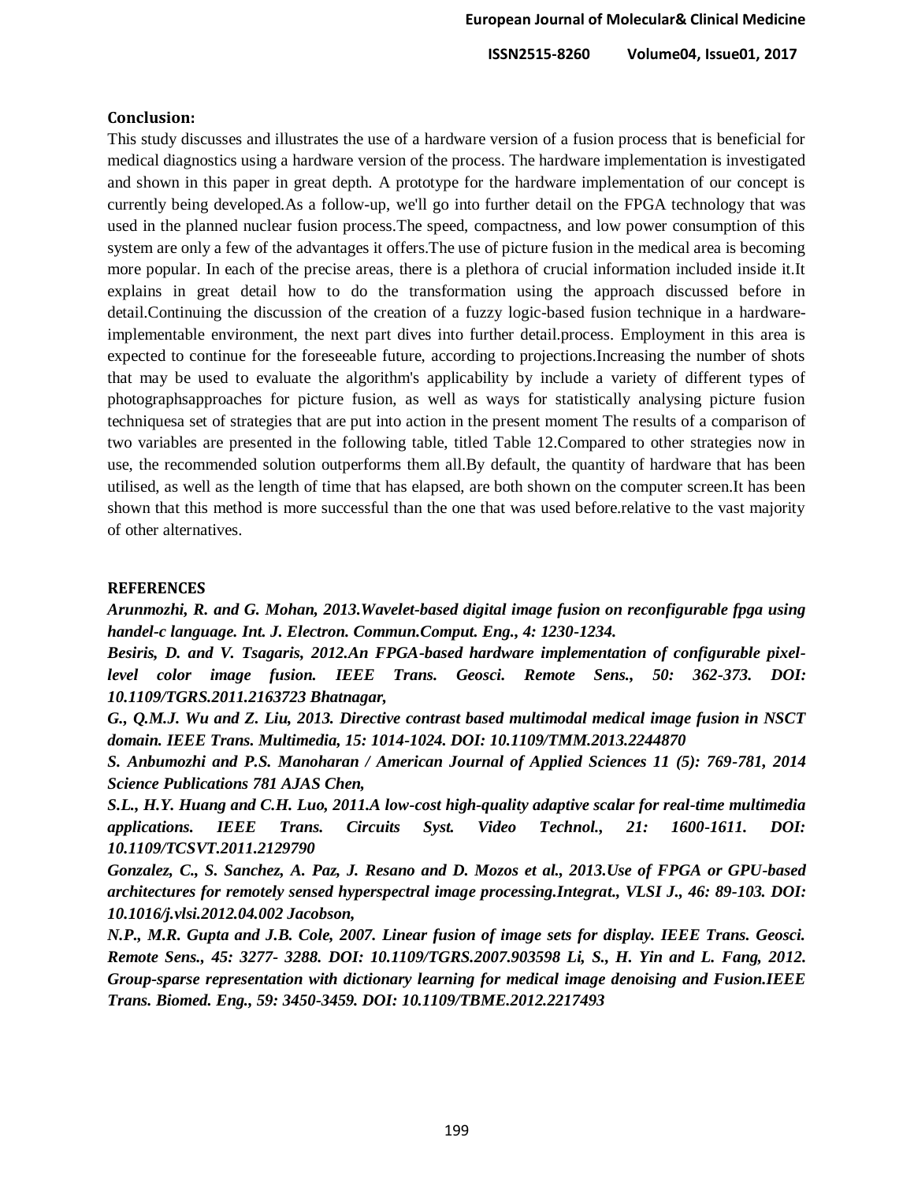## Conclusion:

This study discusses and illustrates the use of a hardware version of a fusion process that is beneficial for medical diagnostics using a hardware version of the process. The hardware implementation is investigated and shown in this paper in great depth. A prototype for the hardware implementation of our concept is currently being developed.As a follow-up, we'll go into further detail on the FPGA technology that was used in the planned nuclear fusion process.The speed, compactness, and low power consumption of this system are only a few of the advantages it offers.The use of picture fusion in the medical area is becoming more popular. In each of the precise areas, there is a plethora of crucial information included inside it.It explains in great detail how to do the transformation using the approach discussed before in detail.Continuing the discussion of the creation of a fuzzy logic-based fusion technique in a hardware-implementable environment, the next part dives into further detail.process. Employment in this area is expected to continue for the foreseeable future, according to projections.Increasing the number of shots that may be used to evaluate the algorithm's applicability by include a variety of different types of photographsapproaches for picture fusion, as well as ways for statistically analysing picture fusion techniquesa set of strategies that are put into action in the present moment The results of a comparison of two variables are presented in the following table, titled Table 12.Compared to other strategies now in use, the recommended solution outperforms them all.By default, the quantity of hardware that has been utilised, as well as the length of time that has elapsed, are both shown on the computer screen.It has been shown that this method is more successful than the one that was used before.relative to the vast majority of other alternatives.

## REFERENCES

***Arunmozhi, R. and G. Mohan, 2013.Wavelet-based digital image fusion on reconfigurable fpga using handel-c language. Int. J. Electron. Commun.Comput. Eng., 4: 1230-1234.***

***Besiris, D. and V. Tsagaris, 2012.An FPGA-based hardware implementation of configurable pixel-level color image fusion. IEEE Trans. Geosci. Remote Sens., 50: 362-373. DOI: 10.1109/TGRS.2011.2163723 Bhatnagar,***

***G., Q.M.J. Wu and Z. Liu, 2013. Directive contrast based multimodal medical image fusion in NSCT domain. IEEE Trans. Multimedia, 15: 1014-1024. DOI: 10.1109/TMM.2013.2244870***

***S. Anbumozhi and P.S. Manoharan / American Journal of Applied Sciences 11 (5): 769-781, 2014 Science Publications 781 AJAS Chen,***

***S.L., H.Y. Huang and C.H. Luo, 2011.A low-cost high-quality adaptive scalar for real-time multimedia applications. IEEE Trans. Circuits Syst. Video Technol., 21: 1600-1611. DOI: 10.1109/TCSVT.2011.2129790***

***Gonzalez, C., S. Sanchez, A. Paz, J. Resano and D. Mozos et al., 2013.Use of FPGA or GPU-based architectures for remotely sensed hyperspectral image processing.Integrat., VLSI J., 46: 89-103. DOI: 10.1016/j.vlsi.2012.04.002 Jacobson,***

***N.P., M.R. Gupta and J.B. Cole, 2007. Linear fusion of image sets for display. IEEE Trans. Geosci. Remote Sens., 45: 3277- 3288. DOI: 10.1109/TGRS.2007.903598 Li, S., H. Yin and L. Fang, 2012. Group-sparse representation with dictionary learning for medical image denoising and Fusion.IEEE Trans. Biomed. Eng., 59: 3450-3459. DOI: 10.1109/TBME.2012.2217493***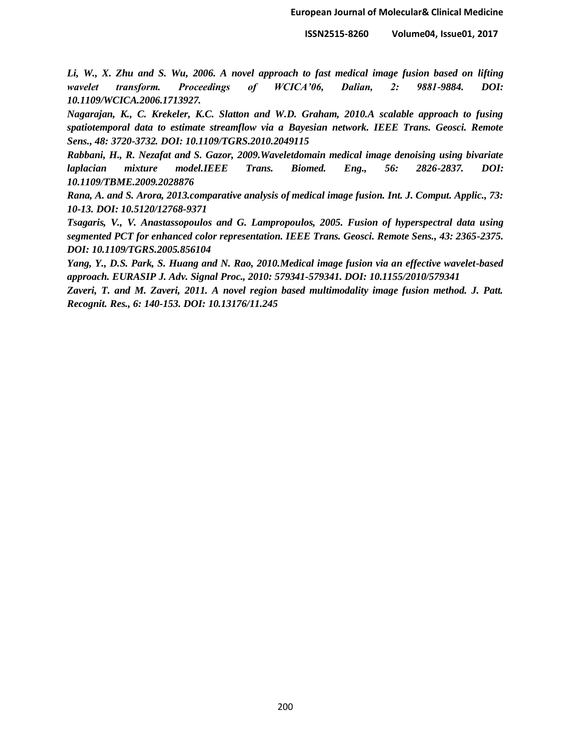*Li, W., X. Zhu and S. Wu, 2006. A novel approach to fast medical image fusion based on lifting wavelet transform. Proceedings of WCICA'06, Dalian, 2: 9881-9884. DOI: 10.1109/WCICA.2006.1713927.*

*Nagarajan, K., C. Krekeler, K.C. Slatton and W.D. Graham, 2010.A scalable approach to fusing spatiotemporal data to estimate streamflow via a Bayesian network. IEEE Trans. Geosci. Remote Sens., 48: 3720-3732. DOI: 10.1109/TGRS.2010.2049115*

*Rabbani, H., R. Nezafat and S. Gazor, 2009.Waveletdomain medical image denoising using bivariate laplacian mixture model.IEEE Trans. Biomed. Eng., 56: 2826-2837. DOI: 10.1109/TBME.2009.2028876*

*Rana, A. and S. Arora, 2013.comparative analysis of medical image fusion. Int. J. Comput. Applic., 73: 10-13. DOI: 10.5120/12768-9371*

*Tsagaris, V., V. Anastassopoulos and G. Lampropoulos, 2005. Fusion of hyperspectral data using segmented PCT for enhanced color representation. IEEE Trans. Geosci. Remote Sens., 43: 2365-2375. DOI: 10.1109/TGRS.2005.856104*

*Yang, Y., D.S. Park, S. Huang and N. Rao, 2010.Medical image fusion via an effective wavelet-based approach. EURASIP J. Adv. Signal Proc., 2010: 579341-579341. DOI: 10.1155/2010/579341*

*Zaveri, T. and M. Zaveri, 2011. A novel region based multimodality image fusion method. J. Patt. Recognit. Res., 6: 140-153. DOI: 10.13176/11.245*